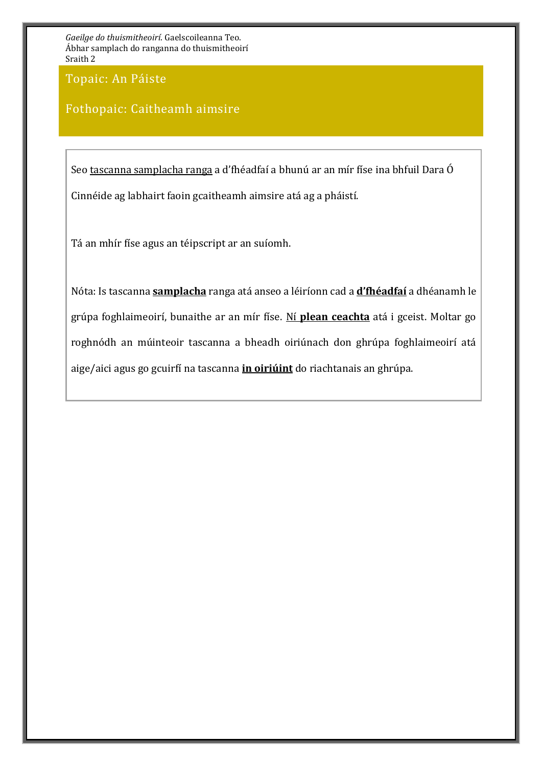*Gaeilge do thuismitheoirí*. Gaelscoileanna Teo.
Ábhar samplach do ranganna do thuismitheoirí
Sraith 2

## Topaic: An Páiste

## Fothopaic: Caitheamh aimsire

Seo tascanna samplacha ranga a d'fhéadfaí a bhunú ar an mír físe ina bhfuil Dara Ó Cinnéide ag labhairt faoin gcaitheamh aimsire atá ag a pháistí.

Tá an mhír físe agus an téipscript ar an suíomh.

Nóta: Is tascanna **samplacha** ranga atá anseo a léiríonn cad a **d'fhéadfaí** a dhéanamh le grúpa foghlaimeoirí, bunaithe ar an mír físe. Ní **plean ceachta** atá i gceist. Moltar go roghnódh an múinteoir tascanna a bheadh oiriúnach don ghrúpa foghlaimeoirí atá aige/aici agus go gcuirfí na tascanna **in oiriúint** do riachtanais an ghrúpa.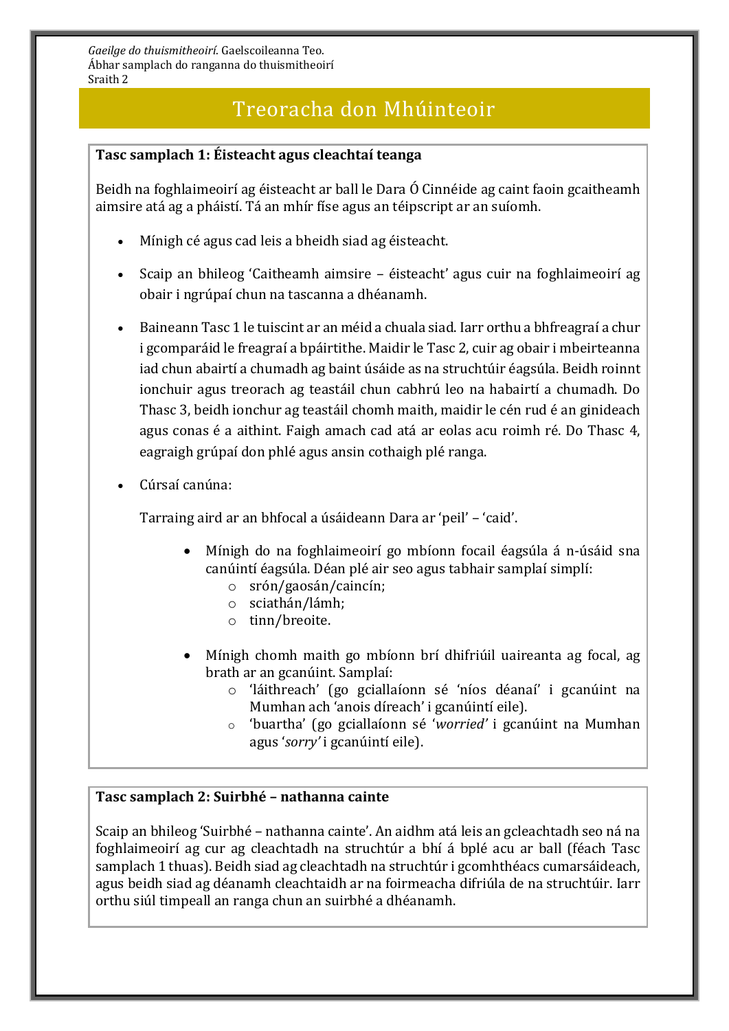# Treoracha don Mhúinteoir

**Tasc samplach 1: Éisteacht agus cleachtaí teanga**

Beidh na foghlaimeoirí ag éisteacht ar ball le Dara Ó Cinnéide ag caint faoin gcaitheamh aimsire atá ag a pháistí. Tá an mhír físe agus an téipscript ar an suíomh.

- Mínigh cé agus cad leis a bheidh siad ag éisteacht.
- Scaip an bhileog 'Caitheamh aimsire – éisteacht' agus cuir na foghlaimeoirí ag obair i ngrúpaí chun na tascanna a dhéanamh.
- Baineann Tasc 1 le tuiscint ar an méid a chuala siad. Iarr orthu a bhfreagraí a chur i gcomparáid le freagraí a bpáirtithe. Maidir le Tasc 2, cuir ag obair i mbeirteanna iad chun abairtí a chumadh ag baint úsáide as na struchtúir éagsúla. Beidh roinnt ionchuir agus treorach ag teastáil chun cabhrú leo na habairtí a chumadh. Do Thasc 3, beidh ionchur ag teastáil chomh maith, maidir le cén rud é an ginideach agus conas é a aithint. Faigh amach cad atá ar eolas acu roimh ré. Do Thasc 4, eagraigh grúpaí don phlé agus ansin cothaigh plé ranga.
- Cúrsaí canúna:

  Tarraing aird ar an bhfocal a úsáideann Dara ar 'peil' – 'caid'.

  - Mínigh do na foghlaimeoirí go mbíonn focail éagsúla á n-úsáid sna canúintí éagsúla. Déan plé air seo agus tabhair samplaí simplí:
    - srón/gaosán/caincín;
    - sciathán/lámh;
    - tinn/breoite.
  - Mínigh chomh maith go mbíonn brí dhifriúil uaireanta ag focal, ag brath ar an gcanúint. Samplaí:
    - 'láithreach' (go gciallaíonn sé 'níos déanaí' i gcanúint na Mumhan ach 'anois díreach' i gcanúintí eile).
    - 'buartha' (go gciallaíonn sé '*worried*' i gcanúint na Mumhan agus '*sorry*' i gcanúintí eile).

**Tasc samplach 2: Suirbhé – nathanna cainte**

Scaip an bhileog 'Suirbhé – nathanna cainte'. An aidhm atá leis an gcleachtadh seo ná na foghlaimeoirí ag cur ag cleachtadh na struchtúr a bhí á bplé acu ar ball (féach Tasc samplach 1 thuas). Beidh siad ag cleachtadh na struchtúr i gcomhthéacs cumarsáideach, agus beidh siad ag déanamh cleachtaidh ar na foirmeacha difriúla de na struchtúir. Iarr orthu siúl timpeall an ranga chun an suirbhé a dhéanamh.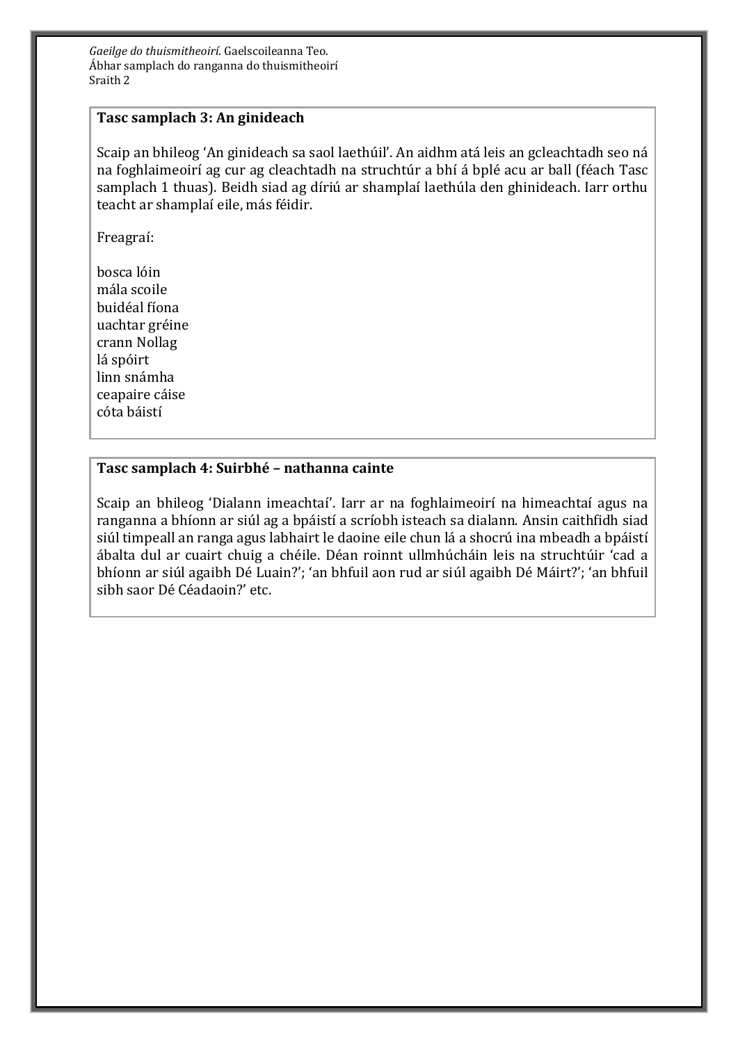### Tasc samplach 3: An ginideach

Scaip an bhileog 'An ginideach sa saol laethúil'. An aidhm atá leis an gcleachtadh seo ná na foghlaimeoirí ag cur ag cleachtadh na structúr a bhí á bplé acu ar ball (féach Tasc samplach 1 thuas). Beidh siad ag díriú ar shamplaí laethúla den ghinideach. Iarr orthu teacht ar shamplaí eile, más féidir.

Freagraí:

bosca lóin
mála scoile
buidéal fíona
uachtar gréine
crann Nollag
lá spóirt
linn snámha
ceapaire cáise
cóta báistí

### Tasc samplach 4: Suirbhé – nathanna cainte

Scaip an bhileog 'Dialann imeachtaí'. Iarr ar na foghlaimeoirí na himeachtaí agus na ranganna a bhíonn ar siúl ag a bpáistí a scríobh isteach sa dialann. Ansin caithfidh siad siúl timpeall an ranga agus labhairt le daoine eile chun lá a shocrú ina mbeadh a bpáistí ábalta dul ar cuairt chuig a chéile. Déan roinnt ullmhúcháin leis na struchtúir 'cad a bhíonn ar siúl agaibh Dé Luain?'; 'an bhfuil aon rud ar siúl agaibh Dé Máirt?'; 'an bhfuil sibh saor Dé Céadaoin?' etc.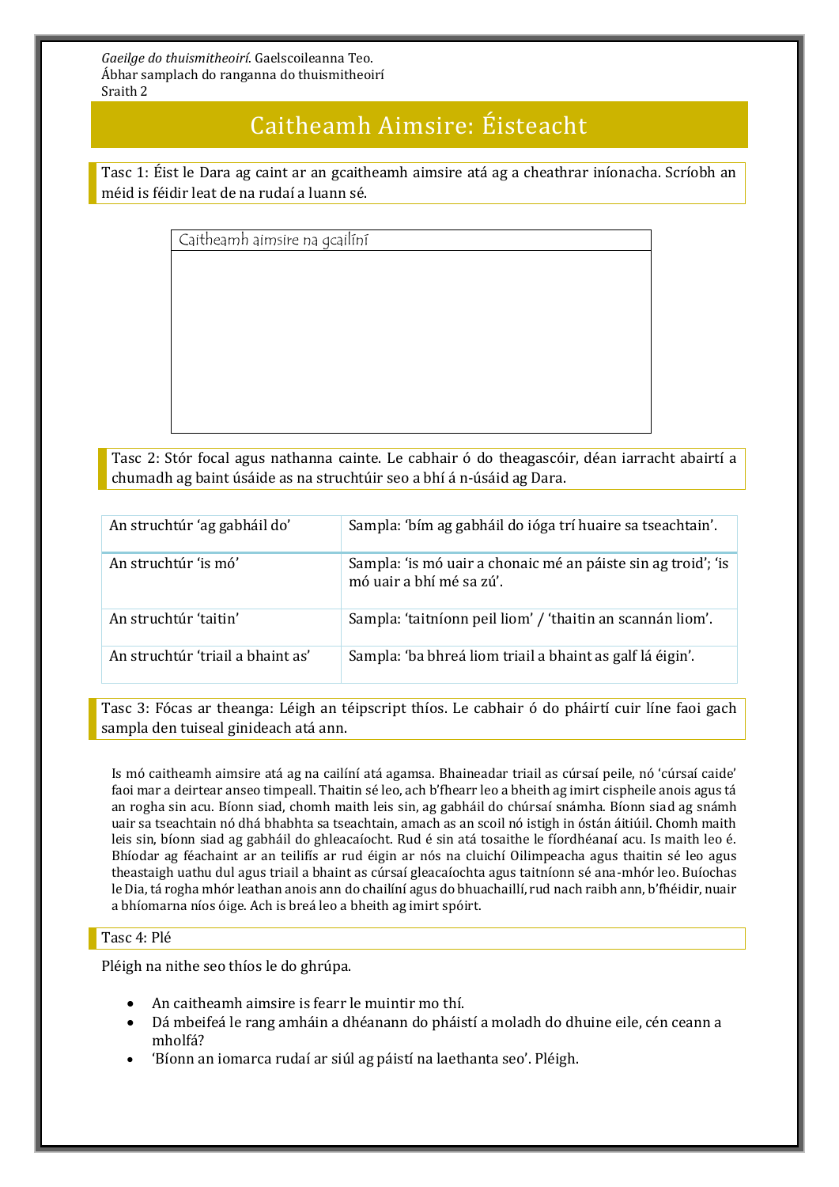*Gaeilge do thuismitheoirí*. Gaelscoileanna Teo.
Ábhar samplach do ranganna do thuismitheoirí
Sraith 2

# Caitheamh Aimsire: Éisteacht

**Tasc 1:** Éist le Dara ag caint ar an gcaitheamh aimsire atá ag a cheathrar iníonacha. Scríobh an méid is féidir leat de na rudaí a luann sé.

| Caitheamh aimsire na gcailíní |
|---|
| |

**Tasc 2:** Stór focal agus nathanna cainte. Le cabhair ó do theagascóir, déan iarracht abairtí a chumadh ag baint úsáide as na struchtúir seo a bhí á n-úsáid ag Dara.

| | |
|---|---|
| An struchtúr 'ag gabháil do' | Sampla: 'bím ag gabháil do ióga trí huaire sa tseachtain'. |
| An struchtúr 'is mó' | Sampla: 'is mó uair a chonaic mé an páiste sin ag troid'; 'is mó uair a bhí mé sa zú'. |
| An struchtúr 'taitin' | Sampla: 'taitníonn peil liom' / 'thaitin an scannán liom'. |
| An struchtúr 'triail a bhaint as' | Sampla: 'ba bhreá liom triail a bhaint as galf lá éigin'. |

**Tasc 3:** Fócas ar theanga: Léigh an téipscript thíos. Le cabhair ó do pháirtí cuir líne faoi gach sampla den tuiseal ginideach atá ann.

Is mó caitheamh aimsire atá ag na cailíní atá agamsa. Bhaineadar triail as cúrsaí peile, nó 'cúrsaí caide' faoi mar a deirtear anseo timpeall. Thaitin sé leo, ach b'fhearr leo a bheith ag imirt cispheile anois agus tá an rogha sin acu. Bíonn siad, chomh maith leis sin, ag gabháil do chúrsaí snámha. Bíonn siad ag snámh uair sa tseachtain nó dhá bhabhta sa tseachtain, amach as an scoil nó istigh in óstán áitiúil. Chomh maith leis sin, bíonn siad ag gabháil do ghleacaíocht. Rud é sin atá tosaithe le fíordhéanaí acu. Is maith leo é. Bhíodar ag féachaint ar an teilifís ar rud éigin ar nós na cluichí Oilimpeacha agus thaitin sé leo agus theastaigh uathu dul agus triail a bhaint as cúrsaí gleacaíochta agus taitníonn sé ana-mhór leo. Buíochas le Dia, tá rogha mhór leathan anois ann do chailíní agus do bhuachaillí, rud nach raibh ann, b'fhéidir, nuair a bhíomarna níos óige. Ach is breá leo a bheith ag imirt spóirt.

**Tasc 4:** Plé

Pléigh na nithe seo thíos le do ghrúpa.

- An caitheamh aimsire is fearr le muintir mo thí.
- Dá mbeifeá le rang amháin a dhéanann do pháistí a moladh do dhuine eile, cén ceann a mholfá?
- 'Bíonn an iomarca rudaí ar siúl ag páistí na laethanta seo'. Pléigh.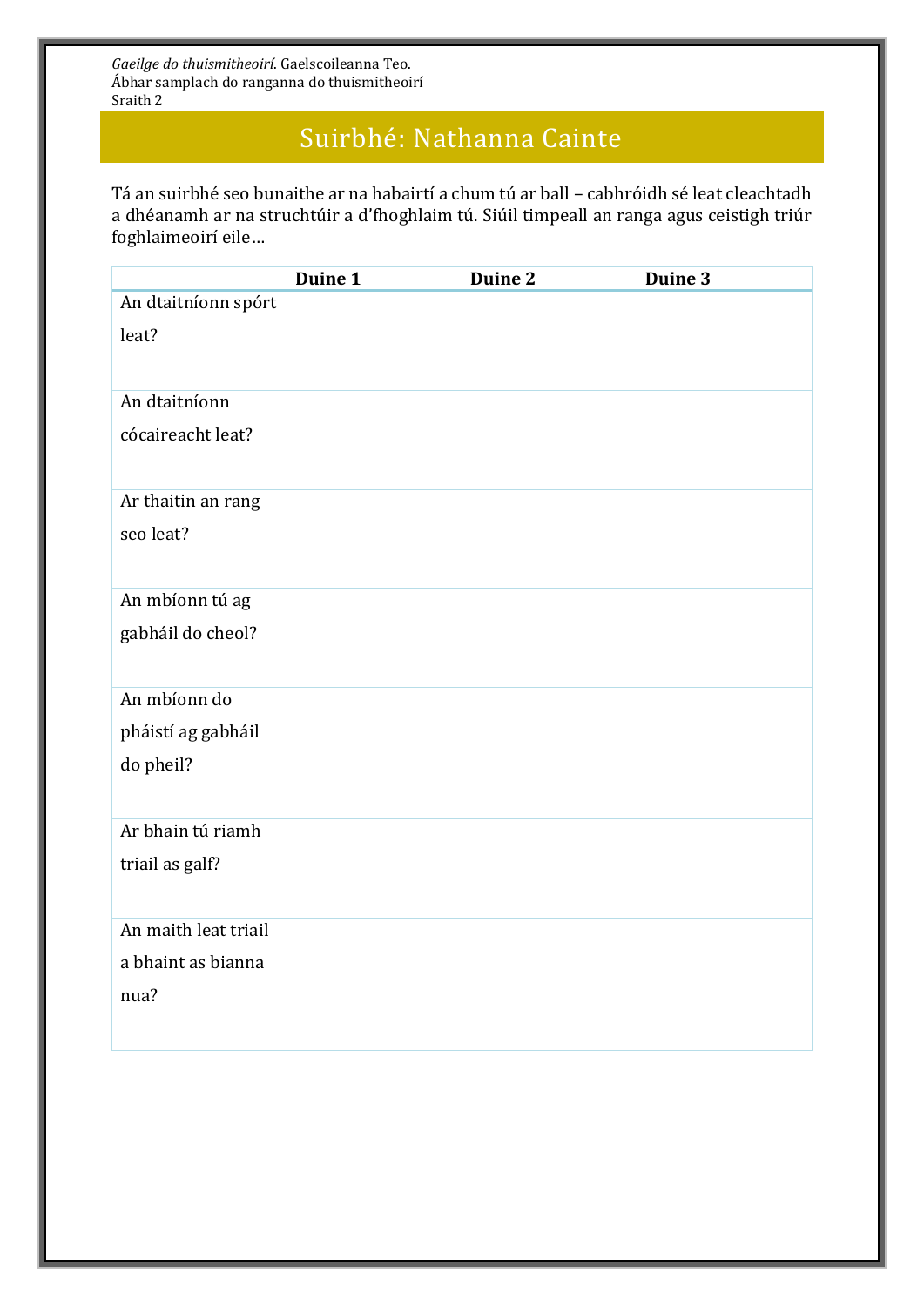*Gaeilge do thuismitheoirí*. Gaelscoileanna Teo.
Ábhar samplach do ranganna do thuismitheoirí
Sraith 2

# Suirbhé: Nathanna Cainte

Tá an suirbhé seo bunaithe ar na habairtí a chum tú ar ball – cabhróidh sé leat cleachtadh a dhéanamh ar na struchtúir a d'fhoghlaim tú. Siúil timpeall an ranga agus ceistigh triúr foghlaimeoirí eile…

| | **Duine 1** | **Duine 2** | **Duine 3** |
|---|---|---|---|
| An dtaitníonn spórt leat? | | | |
| An dtaitníonn cócaireacht leat? | | | |
| Ar thaitin an rang seo leat? | | | |
| An mbíonn tú ag gabháil do cheol? | | | |
| An mbíonn do pháistí ag gabháil do pheil? | | | |
| Ar bhain tú riamh triail as galf? | | | |
| An maith leat triail a bhaint as bianna nua? | | | |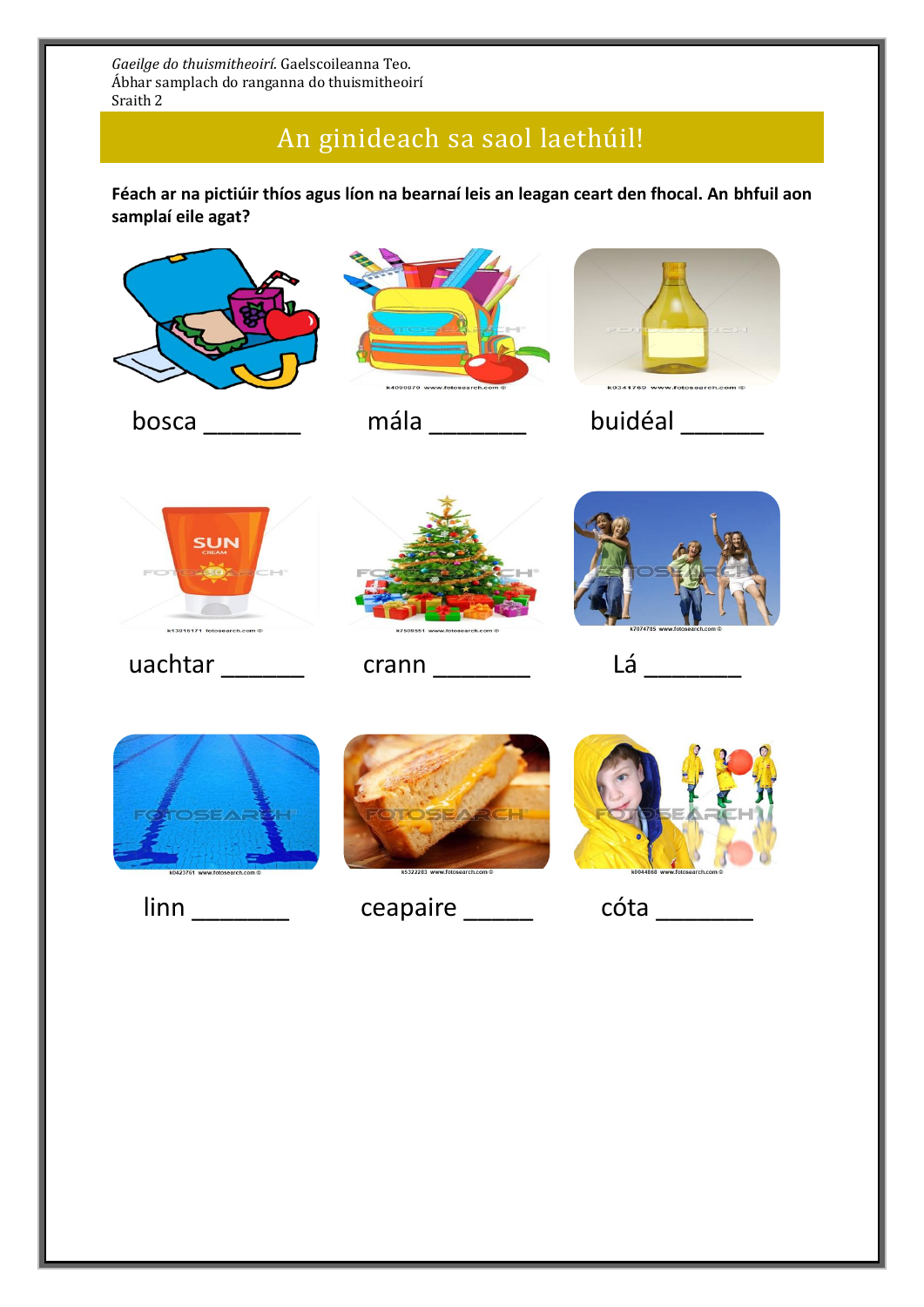*Gaeilge do thuismitheoirí*. Gaelscoileanna Teo.
Ábhar samplach do ranganna do thuismitheoirí
Sraith 2

# An ginideach sa saol laethúil!

**Féach ar na pictiúir thíos agus líon na bearnaí leis an leagan ceart den fhocal. An bhfuil aon samplaí eile agat?**

bosca _______ máila _______ buidéal ______

uachtar ______ crann _______ Lá _______

linn _______ ceapaire _____ cóta _______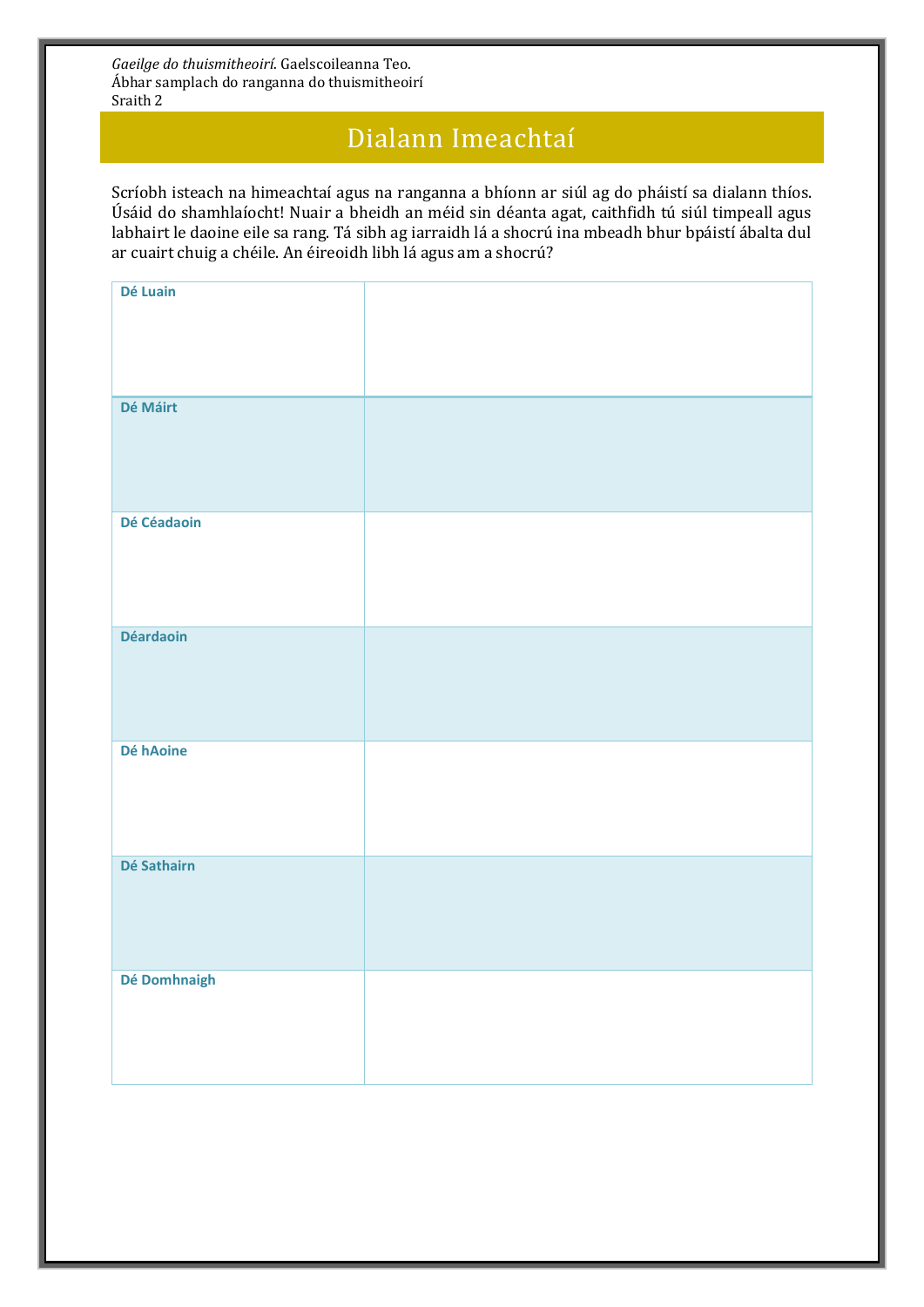*Gaeilge do thuismitheoirí.* Gaelscoileanna Teo.
Ábhar samplach do ranganna do thuismitheoirí
Sraith 2

# Dialann Imeachtaí

Scríobh isteach na himeachtaí agus na ranganna a bhíonn ar siúl ag do pháistí sa dialann thíos. Úsáid do shamhlaíocht! Nuair a bheidh an méid sin déanta agat, caithfidh tú siúl timpeall agus labhairt le daoine eile sa rang. Tá sibh ag iarraidh lá a shocrú ina mbeadh bhur bpáistí ábalta dul ar cuairt chuig a chéile. An éireoidh libh lá agus am a shocrú?

| | |
|---|---|
| **Dé Luain** | |
| **Dé Máirt** | |
| **Dé Céadaoin** | |
| **Déardaoin** | |
| **Dé hAoine** | |
| **Dé Sathairn** | |
| **Dé Domhnaigh** | |